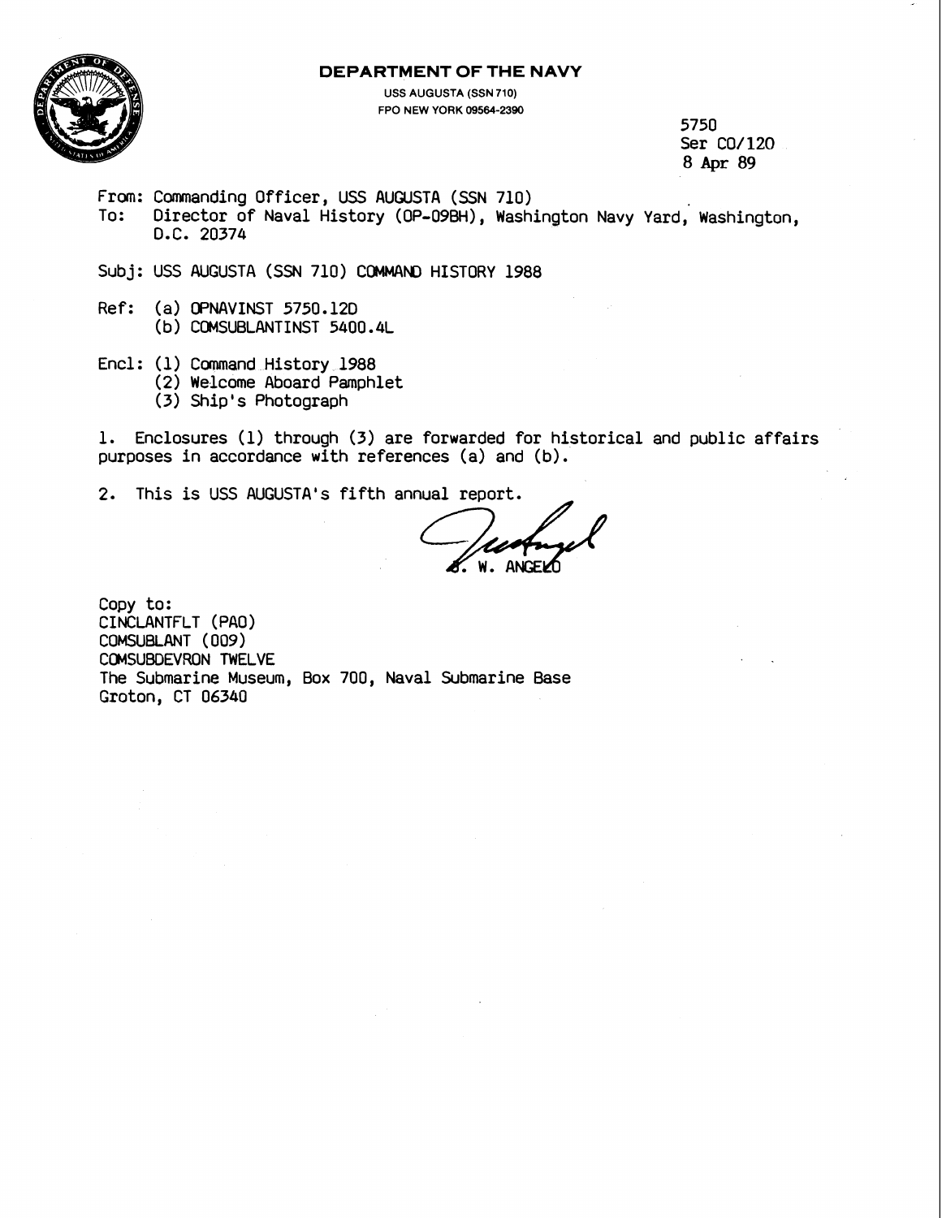**DEPARTMENT OF THE NAVY**

USS AUGUSTA (SSN 710)
FPO NEW YORK 09564-2390

5750
Ser CO/120
8 Apr 89

From: Commanding Officer, USS AUGUSTA (SSN 710)
To: Director of Naval History (OP-09BH), Washington Navy Yard, Washington, D.C. 20374

Subj: USS AUGUSTA (SSN 710) COMMAND HISTORY 1988

Ref: (a) OPNAVINST 5750.12D
(b) COMSUBLANTINST 5400.4L

Encl: (1) Command History 1988
(2) Welcome Aboard Pamphlet
(3) Ship's Photograph

1. Enclosures (1) through (3) are forwarded for historical and public affairs purposes in accordance with references (a) and (b).

2. This is USS AUGUSTA's fifth annual report.

S. W. ANGELO

Copy to:
CINCLANTFLT (PAO)
COMSUBLANT (009)
COMSUBDEVRON TWELVE
The Submarine Museum, Box 700, Naval Submarine Base
Groton, CT 06340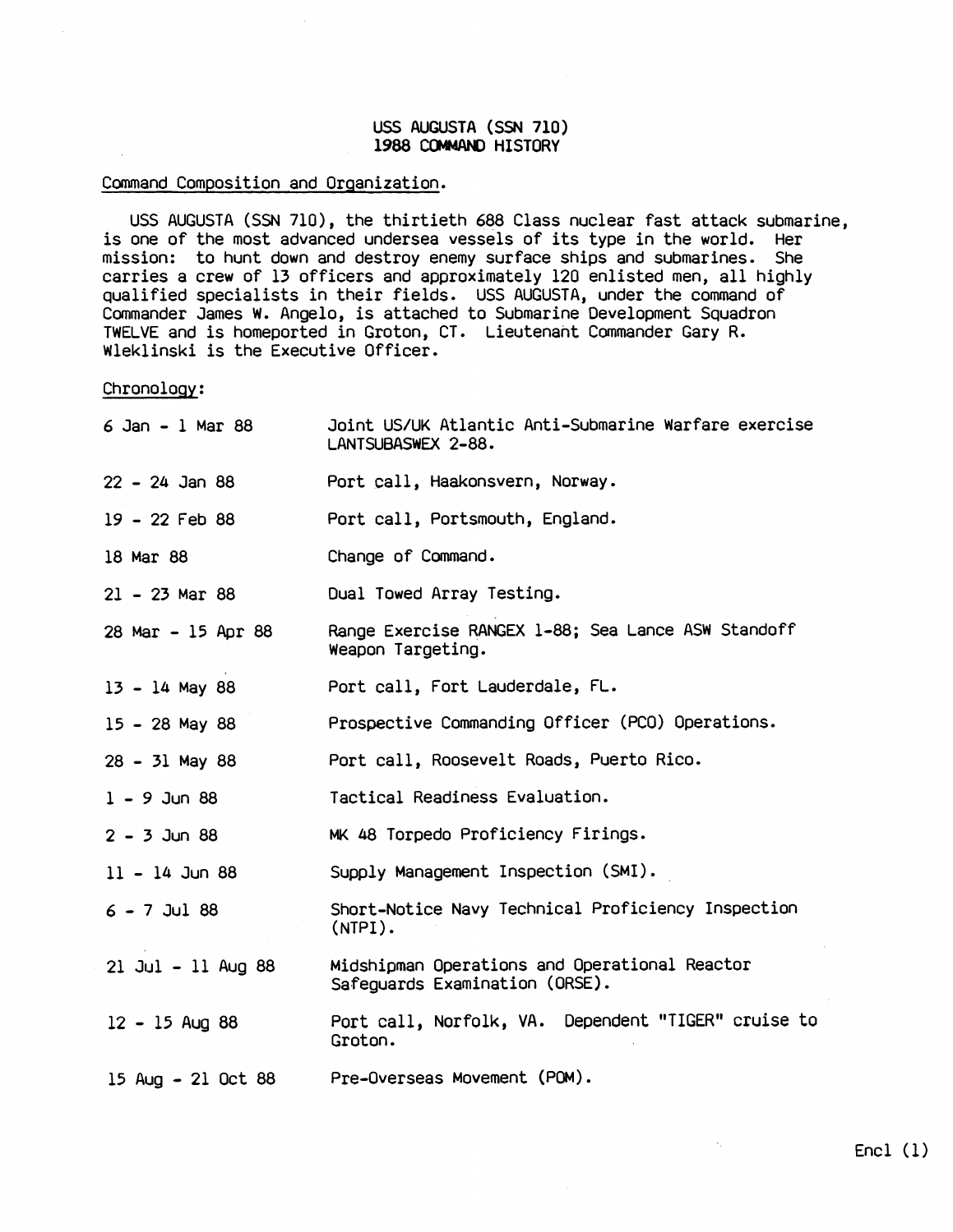# USS AUGUSTA (SSN 710)
# 1988 COMMAND HISTORY

Command Composition and Organization.

USS AUGUSTA (SSN 710), the thirtieth 688 Class nuclear fast attack submarine, is one of the most advanced undersea vessels of its type in the world. Her mission: to hunt down and destroy enemy surface ships and submarines. She carries a crew of 13 officers and approximately 120 enlisted men, all highly qualified specialists in their fields. USS AUGUSTA, under the command of Commander James W. Angelo, is attached to Submarine Development Squadron TWELVE and is homeported in Groton, CT. Lieutenant Commander Gary R. Wleklinski is the Executive Officer.

Chronology:

| | |
|---|---|
| 6 Jan - 1 Mar 88 | Joint US/UK Atlantic Anti-Submarine Warfare exercise LANTSUBASWEX 2-88. |
| 22 - 24 Jan 88 | Port call, Haakonsvern, Norway. |
| 19 - 22 Feb 88 | Port call, Portsmouth, England. |
| 18 Mar 88 | Change of Command. |
| 21 - 23 Mar 88 | Dual Towed Array Testing. |
| 28 Mar - 15 Apr 88 | Range Exercise RANGEX 1-88; Sea Lance ASW Standoff Weapon Targeting. |
| 13 - 14 May 88 | Port call, Fort Lauderdale, FL. |
| 15 - 28 May 88 | Prospective Commanding Officer (PCO) Operations. |
| 28 - 31 May 88 | Port call, Roosevelt Roads, Puerto Rico. |
| 1 - 9 Jun 88 | Tactical Readiness Evaluation. |
| 2 - 3 Jun 88 | MK 48 Torpedo Proficiency Firings. |
| 11 - 14 Jun 88 | Supply Management Inspection (SMI). |
| 6 - 7 Jul 88 | Short-Notice Navy Technical Proficiency Inspection (NTPI). |
| 21 Jul - 11 Aug 88 | Midshipman Operations and Operational Reactor Safeguards Examination (ORSE). |
| 12 - 15 Aug 88 | Port call, Norfolk, VA. Dependent "TIGER" cruise to Groton. |
| 15 Aug - 21 Oct 88 | Pre-Overseas Movement (POM). |

Encl (1)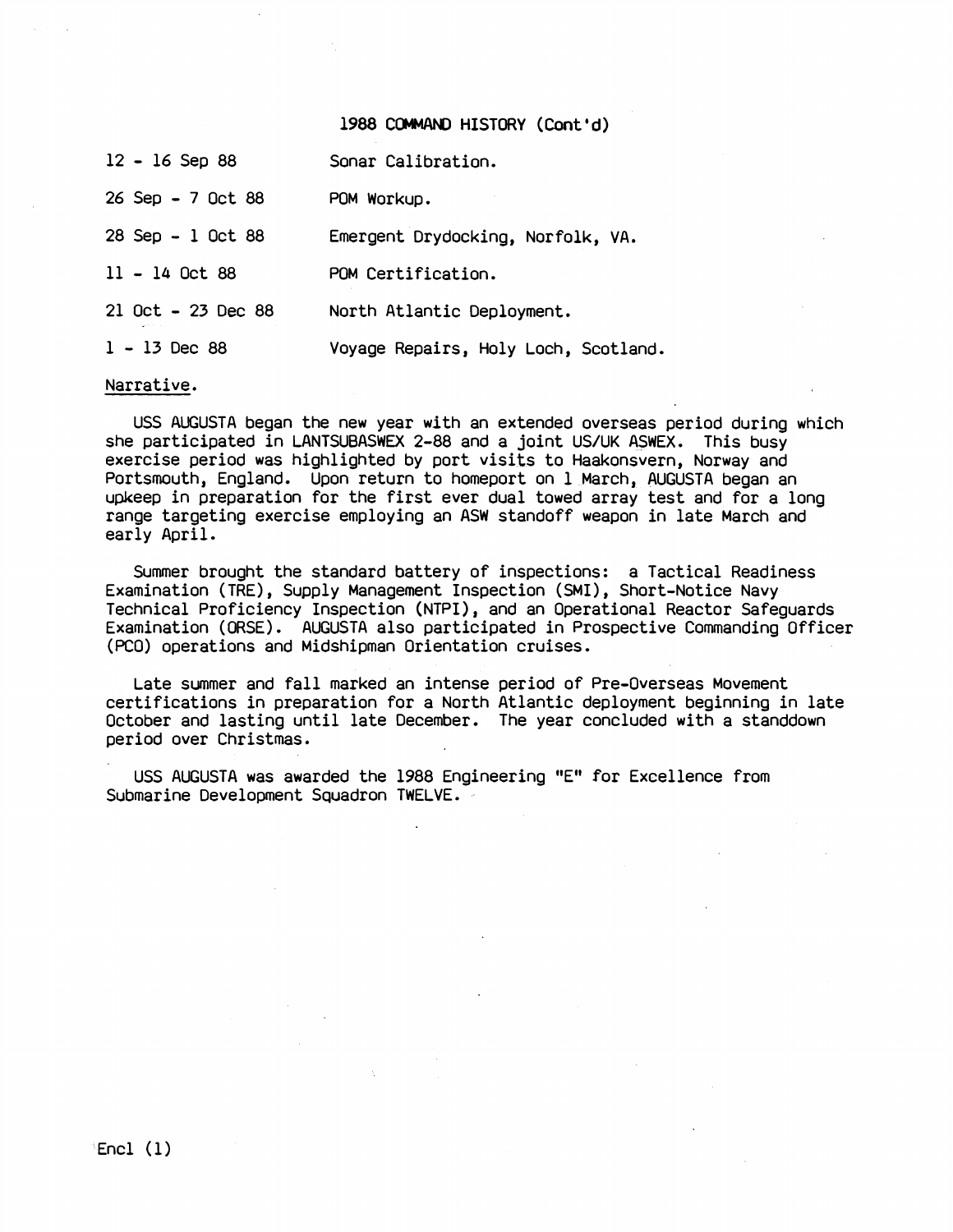## 1988 COMMAND HISTORY (Cont'd)

| | |
|---|---|
| 12 - 16 Sep 88 | Sonar Calibration. |
| 26 Sep - 7 Oct 88 | POM Workup. |
| 28 Sep - 1 Oct 88 | Emergent Drydocking, Norfolk, VA. |
| 11 - 14 Oct 88 | POM Certification. |
| 21 Oct - 23 Dec 88 | North Atlantic Deployment. |
| 1 - 13 Dec 88 | Voyage Repairs, Holy Loch, Scotland. |

Narrative.

USS AUGUSTA began the new year with an extended overseas period during which she participated in LANTSUBASWEX 2-88 and a joint US/UK ASWEX. This busy exercise period was highlighted by port visits to Haakonsvern, Norway and Portsmouth, England. Upon return to homeport on 1 March, AUGUSTA began an upkeep in preparation for the first ever dual towed array test and for a long range targeting exercise employing an ASW standoff weapon in late March and early April.

Summer brought the standard battery of inspections: a Tactical Readiness Examination (TRE), Supply Management Inspection (SMI), Short-Notice Navy Technical Proficiency Inspection (NTPI), and an Operational Reactor Safeguards Examination (ORSE). AUGUSTA also participated in Prospective Commanding Officer (PCO) operations and Midshipman Orientation cruises.

Late summer and fall marked an intense period of Pre-Overseas Movement certifications in preparation for a North Atlantic deployment beginning in late October and lasting until late December. The year concluded with a standdown period over Christmas.

USS AUGUSTA was awarded the 1988 Engineering "E" for Excellence from Submarine Development Squadron TWELVE.

Encl (1)